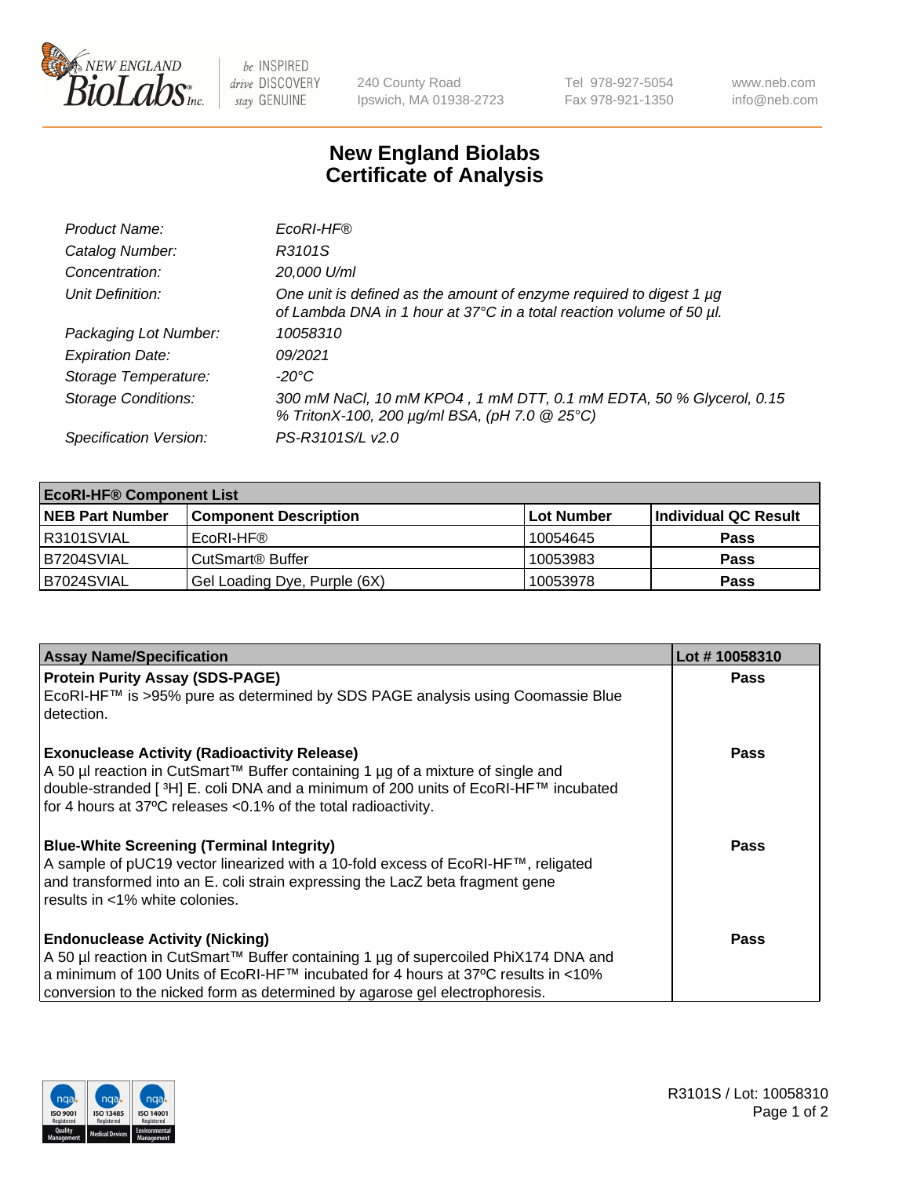# New England Biolabs Certificate of Analysis

| | |
|---|---|
| *Product Name:* | *EcoRI-HF®* |
| *Catalog Number:* | *R3101S* |
| *Concentration:* | *20,000 U/ml* |
| *Unit Definition:* | *One unit is defined as the amount of enzyme required to digest 1 µg of Lambda DNA in 1 hour at 37°C in a total reaction volume of 50 µl.* |
| *Packaging Lot Number:* | *10058310* |
| *Expiration Date:* | *09/2021* |
| *Storage Temperature:* | *-20°C* |
| *Storage Conditions:* | *300 mM NaCl, 10 mM KPO4 , 1 mM DTT, 0.1 mM EDTA, 50 % Glycerol, 0.15 % TritonX-100, 200 µg/ml BSA, (pH 7.0 @ 25°C)* |
| *Specification Version:* | *PS-R3101S/L v2.0* |

| **EcoRI-HF® Component List** | | | |
|---|---|---|---|
| **NEB Part Number** | **Component Description** | **Lot Number** | **Individual QC Result** |
| R3101SVIAL | EcoRI-HF® | 10054645 | **Pass** |
| B7204SVIAL | CutSmart® Buffer | 10053983 | **Pass** |
| B7024SVIAL | Gel Loading Dye, Purple (6X) | 10053978 | **Pass** |

| **Assay Name/Specification** | **Lot # 10058310** |
|---|---|
| **Protein Purity Assay (SDS-PAGE)**<br>EcoRI-HF™ is >95% pure as determined by SDS PAGE analysis using Coomassie Blue detection. | **Pass** |
| **Exonuclease Activity (Radioactivity Release)**<br>A 50 µl reaction in CutSmart™ Buffer containing 1 µg of a mixture of single and double-stranded [ $^3$H] E. coli DNA and a minimum of 200 units of EcoRI-HF™ incubated for 4 hours at 37ºC releases <0.1% of the total radioactivity. | **Pass** |
| **Blue-White Screening (Terminal Integrity)**<br>A sample of pUC19 vector linearized with a 10-fold excess of EcoRI-HF™, religated and transformed into an E. coli strain expressing the LacZ beta fragment gene results in <1% white colonies. | **Pass** |
| **Endonuclease Activity (Nicking)**<br>A 50 µl reaction in CutSmart™ Buffer containing 1 µg of supercoiled PhiX174 DNA and a minimum of 100 Units of EcoRI-HF™ incubated for 4 hours at 37ºC results in <10% conversion to the nicked form as determined by agarose gel electrophoresis. | **Pass** |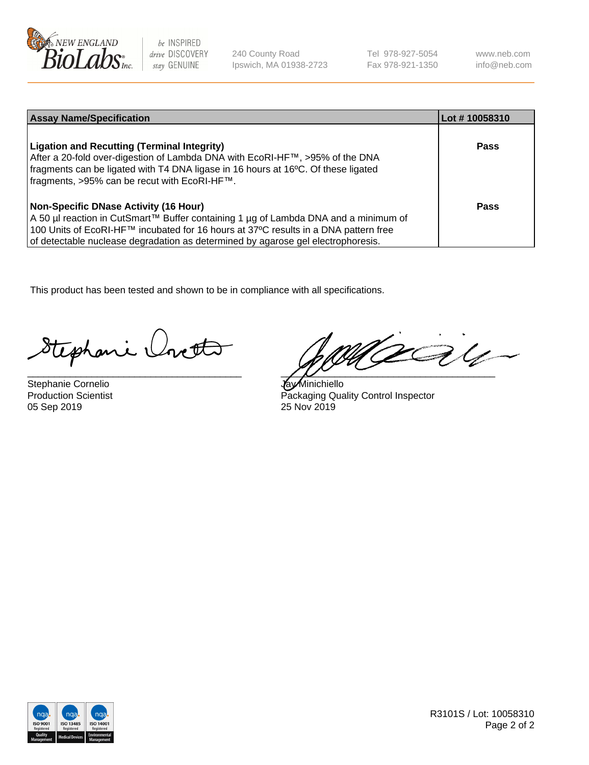240 County Road
Ipswich, MA 01938-2723

Tel 978-927-5054
Fax 978-921-1350

www.neb.com
info@neb.com

| Assay Name/Specification | Lot # 10058310 |
| --- | --- |
| **Ligation and Recutting (Terminal Integrity)**<br>After a 20-fold over-digestion of Lambda DNA with EcoRI-HF™, >95% of the DNA fragments can be ligated with T4 DNA ligase in 16 hours at 16ºC. Of these ligated fragments, >95% can be recut with EcoRI-HF™. | **Pass** |
| **Non-Specific DNase Activity (16 Hour)**<br>A 50 µl reaction in CutSmart™ Buffer containing 1 µg of Lambda DNA and a minimum of 100 Units of EcoRI-HF™ incubated for 16 hours at 37ºC results in a DNA pattern free of detectable nuclease degradation as determined by agarose gel electrophoresis. | **Pass** |

This product has been tested and shown to be in compliance with all specifications.

Stephanie Cornelio
Production Scientist
05 Sep 2019

Jay Minichiello
Packaging Quality Control Inspector
25 Nov 2019

R3101S / Lot: 10058310